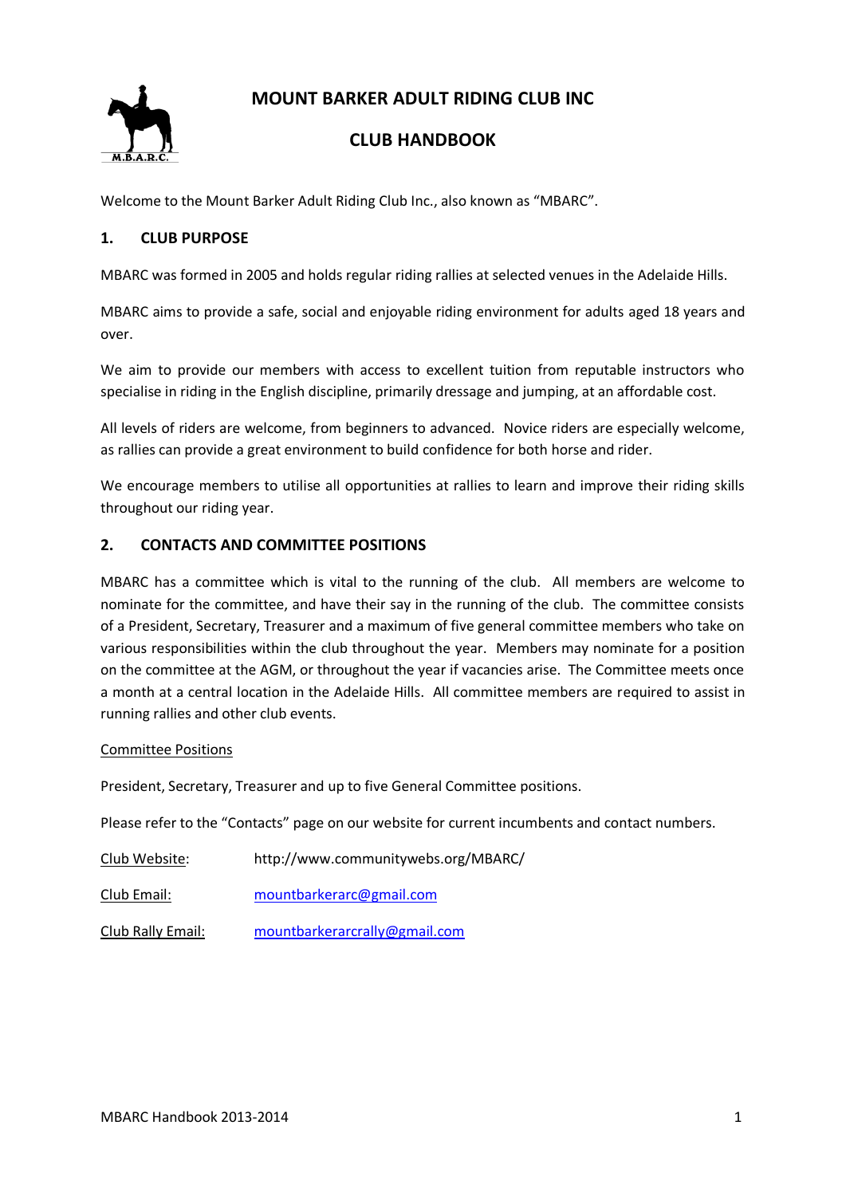# MOUNT BARKER ADULT RIDING CLUB INC

## CLUB HANDBOOK

Welcome to the Mount Barker Adult Riding Club Inc., also known as "MBARC".

### 1. CLUB PURPOSE

MBARC was formed in 2005 and holds regular riding rallies at selected venues in the Adelaide Hills.

MBARC aims to provide a safe, social and enjoyable riding environment for adults aged 18 years and over.

We aim to provide our members with access to excellent tuition from reputable instructors who specialise in riding in the English discipline, primarily dressage and jumping, at an affordable cost.

All levels of riders are welcome, from beginners to advanced. Novice riders are especially welcome, as rallies can provide a great environment to build confidence for both horse and rider.

We encourage members to utilise all opportunities at rallies to learn and improve their riding skills throughout our riding year.

### 2. CONTACTS AND COMMITTEE POSITIONS

MBARC has a committee which is vital to the running of the club. All members are welcome to nominate for the committee, and have their say in the running of the club. The committee consists of a President, Secretary, Treasurer and a maximum of five general committee members who take on various responsibilities within the club throughout the year. Members may nominate for a position on the committee at the AGM, or throughout the year if vacancies arise. The Committee meets once a month at a central location in the Adelaide Hills. All committee members are required to assist in running rallies and other club events.

Committee Positions

President, Secretary, Treasurer and up to five General Committee positions.

Please refer to the "Contacts" page on our website for current incumbents and contact numbers.

Club Website: http://www.communitywebs.org/MBARC/

Club Email: mountbarkerarc@gmail.com

Club Rally Email: mountbarkerarcrally@gmail.com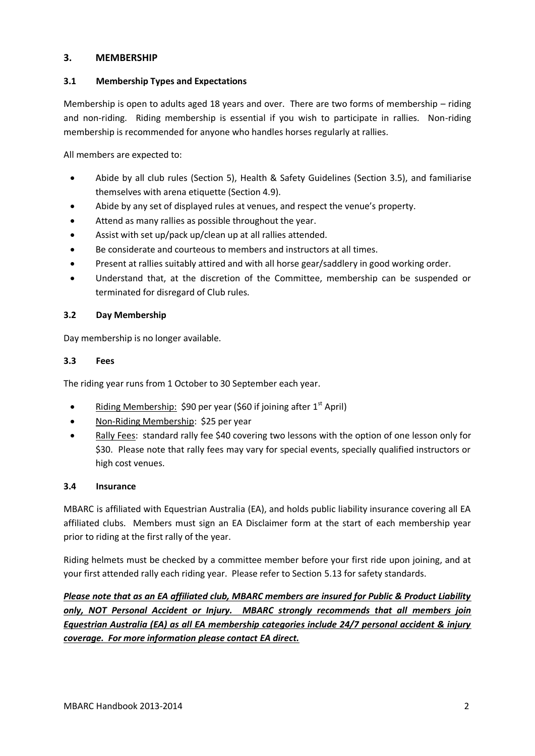## 3. MEMBERSHIP

### 3.1 Membership Types and Expectations

Membership is open to adults aged 18 years and over. There are two forms of membership – riding and non-riding. Riding membership is essential if you wish to participate in rallies. Non-riding membership is recommended for anyone who handles horses regularly at rallies.

All members are expected to:

- Abide by all club rules (Section 5), Health & Safety Guidelines (Section 3.5), and familiarise themselves with arena etiquette (Section 4.9).
- Abide by any set of displayed rules at venues, and respect the venue's property.
- Attend as many rallies as possible throughout the year.
- Assist with set up/pack up/clean up at all rallies attended.
- Be considerate and courteous to members and instructors at all times.
- Present at rallies suitably attired and with all horse gear/saddlery in good working order.
- Understand that, at the discretion of the Committee, membership can be suspended or terminated for disregard of Club rules.

### 3.2 Day Membership

Day membership is no longer available.

### 3.3 Fees

The riding year runs from 1 October to 30 September each year.

- Riding Membership: $90 per year ($60 if joining after 1st April)
- Non-Riding Membership: $25 per year
- Rally Fees: standard rally fee $40 covering two lessons with the option of one lesson only for $30. Please note that rally fees may vary for special events, specially qualified instructors or high cost venues.

### 3.4 Insurance

MBARC is affiliated with Equestrian Australia (EA), and holds public liability insurance covering all EA affiliated clubs. Members must sign an EA Disclaimer form at the start of each membership year prior to riding at the first rally of the year.

Riding helmets must be checked by a committee member before your first ride upon joining, and at your first attended rally each riding year. Please refer to Section 5.13 for safety standards.

***Please note that as an EA affiliated club, MBARC members are insured for Public & Product Liability only, NOT Personal Accident or Injury. MBARC strongly recommends that all members join Equestrian Australia (EA) as all EA membership categories include 24/7 personal accident & injury coverage. For more information please contact EA direct.***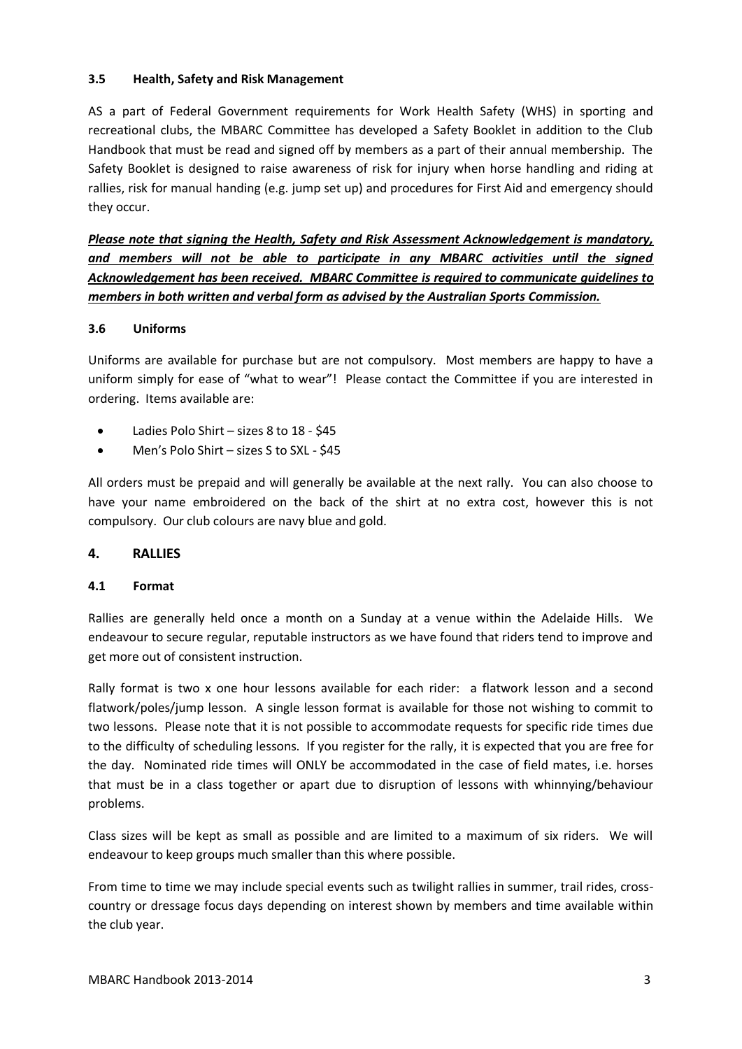### 3.5 Health, Safety and Risk Management

AS a part of Federal Government requirements for Work Health Safety (WHS) in sporting and recreational clubs, the MBARC Committee has developed a Safety Booklet in addition to the Club Handbook that must be read and signed off by members as a part of their annual membership. The Safety Booklet is designed to raise awareness of risk for injury when horse handling and riding at rallies, risk for manual handing (e.g. jump set up) and procedures for First Aid and emergency should they occur.

***Please note that signing the Health, Safety and Risk Assessment Acknowledgement is mandatory, and members will not be able to participate in any MBARC activities until the signed Acknowledgement has been received. MBARC Committee is required to communicate guidelines to members in both written and verbal form as advised by the Australian Sports Commission.***

### 3.6 Uniforms

Uniforms are available for purchase but are not compulsory. Most members are happy to have a uniform simply for ease of "what to wear"! Please contact the Committee if you are interested in ordering. Items available are:

- Ladies Polo Shirt – sizes 8 to 18 - $45
- Men's Polo Shirt – sizes S to SXL - $45

All orders must be prepaid and will generally be available at the next rally. You can also choose to have your name embroidered on the back of the shirt at no extra cost, however this is not compulsory. Our club colours are navy blue and gold.

## 4. RALLIES

### 4.1 Format

Rallies are generally held once a month on a Sunday at a venue within the Adelaide Hills. We endeavour to secure regular, reputable instructors as we have found that riders tend to improve and get more out of consistent instruction.

Rally format is two x one hour lessons available for each rider: a flatwork lesson and a second flatwork/poles/jump lesson. A single lesson format is available for those not wishing to commit to two lessons. Please note that it is not possible to accommodate requests for specific ride times due to the difficulty of scheduling lessons. If you register for the rally, it is expected that you are free for the day. Nominated ride times will ONLY be accommodated in the case of field mates, i.e. horses that must be in a class together or apart due to disruption of lessons with whinnying/behaviour problems.

Class sizes will be kept as small as possible and are limited to a maximum of six riders. We will endeavour to keep groups much smaller than this where possible.

From time to time we may include special events such as twilight rallies in summer, trail rides, cross-country or dressage focus days depending on interest shown by members and time available within the club year.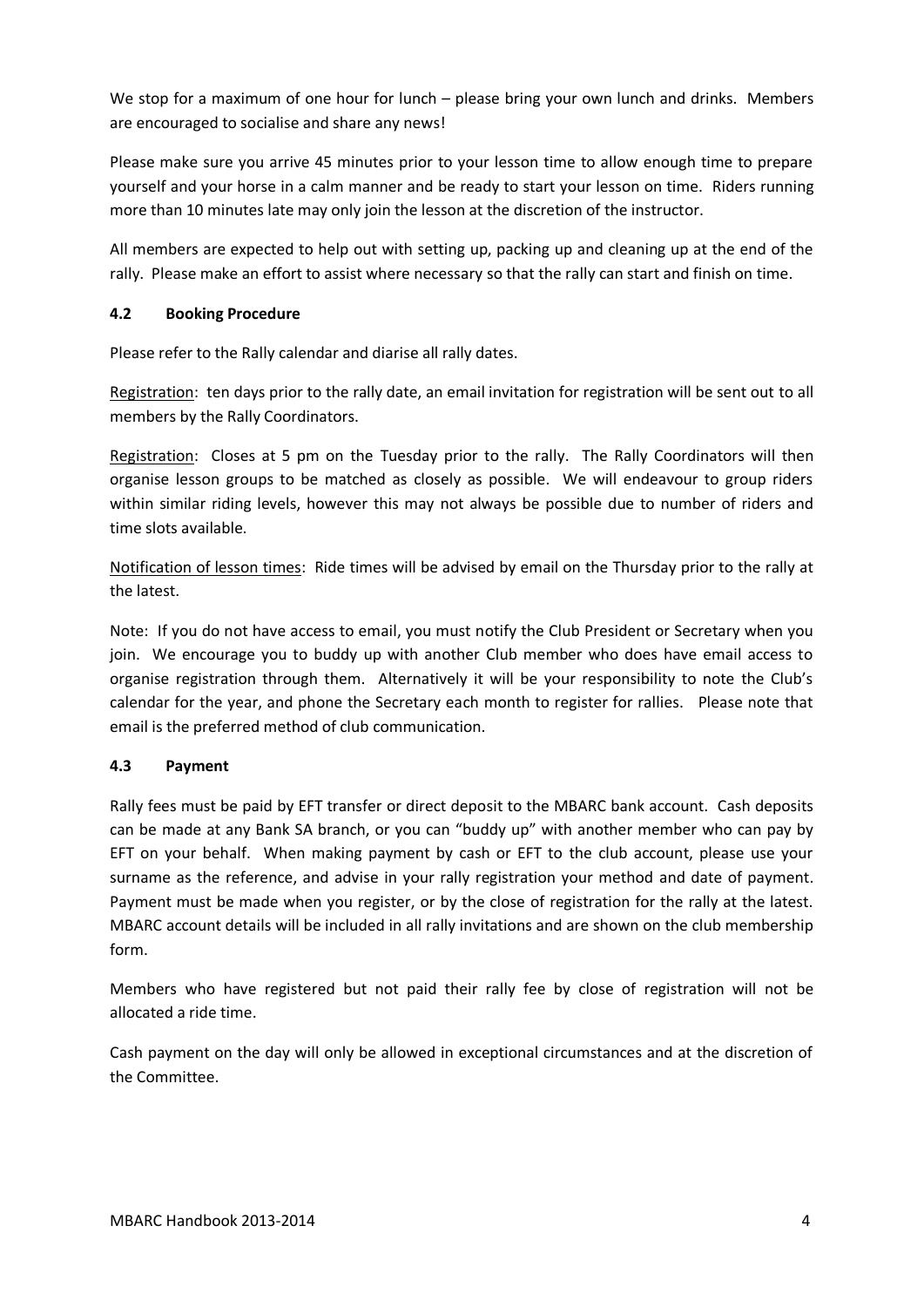We stop for a maximum of one hour for lunch – please bring your own lunch and drinks. Members are encouraged to socialise and share any news!

Please make sure you arrive 45 minutes prior to your lesson time to allow enough time to prepare yourself and your horse in a calm manner and be ready to start your lesson on time. Riders running more than 10 minutes late may only join the lesson at the discretion of the instructor.

All members are expected to help out with setting up, packing up and cleaning up at the end of the rally. Please make an effort to assist where necessary so that the rally can start and finish on time.

### 4.2 Booking Procedure

Please refer to the Rally calendar and diarise all rally dates.

Registration: ten days prior to the rally date, an email invitation for registration will be sent out to all members by the Rally Coordinators.

Registration: Closes at 5 pm on the Tuesday prior to the rally. The Rally Coordinators will then organise lesson groups to be matched as closely as possible. We will endeavour to group riders within similar riding levels, however this may not always be possible due to number of riders and time slots available.

Notification of lesson times: Ride times will be advised by email on the Thursday prior to the rally at the latest.

Note: If you do not have access to email, you must notify the Club President or Secretary when you join. We encourage you to buddy up with another Club member who does have email access to organise registration through them. Alternatively it will be your responsibility to note the Club's calendar for the year, and phone the Secretary each month to register for rallies. Please note that email is the preferred method of club communication.

### 4.3 Payment

Rally fees must be paid by EFT transfer or direct deposit to the MBARC bank account. Cash deposits can be made at any Bank SA branch, or you can "buddy up" with another member who can pay by EFT on your behalf. When making payment by cash or EFT to the club account, please use your surname as the reference, and advise in your rally registration your method and date of payment. Payment must be made when you register, or by the close of registration for the rally at the latest. MBARC account details will be included in all rally invitations and are shown on the club membership form.

Members who have registered but not paid their rally fee by close of registration will not be allocated a ride time.

Cash payment on the day will only be allowed in exceptional circumstances and at the discretion of the Committee.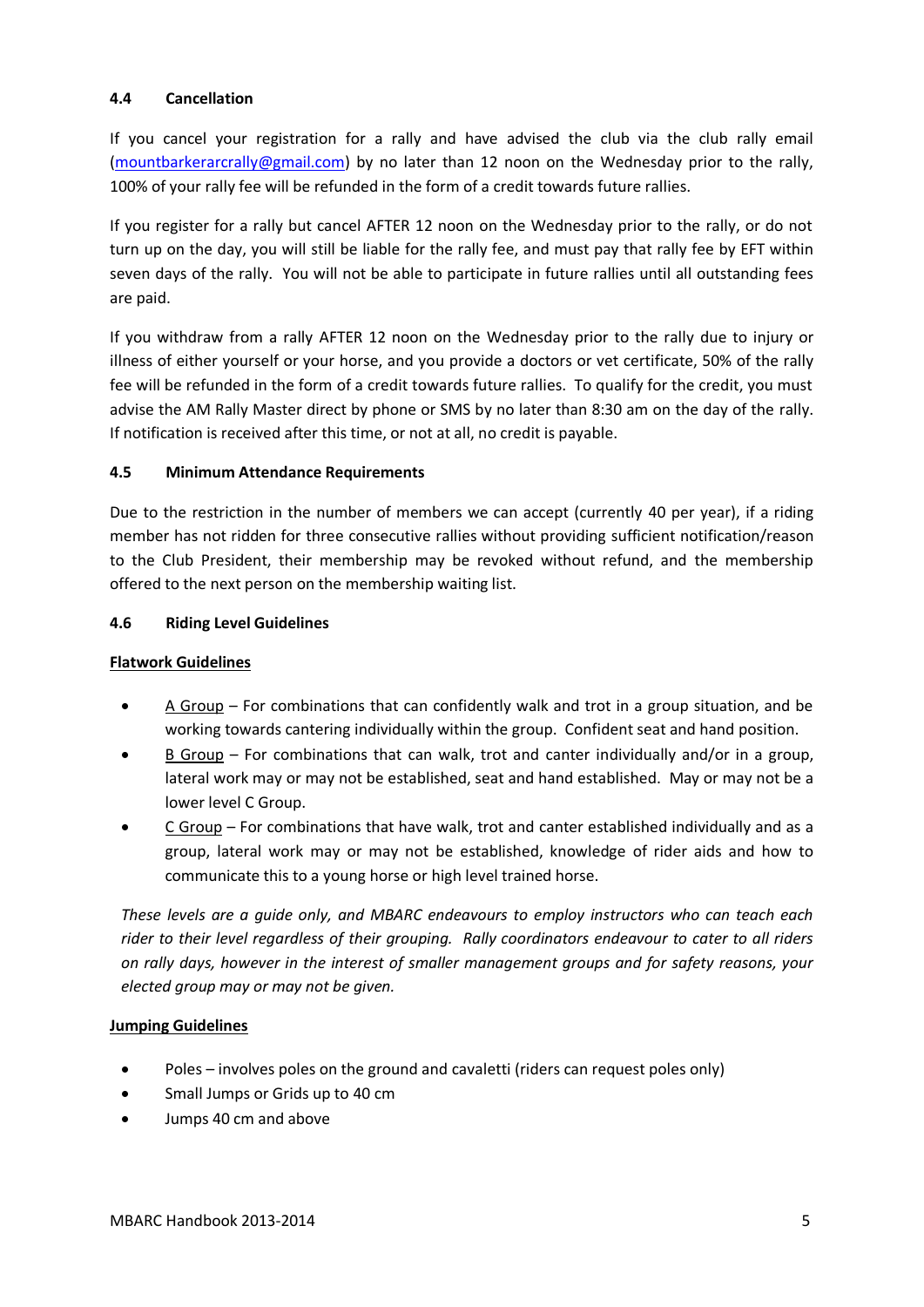#### 4.4 Cancellation

If you cancel your registration for a rally and have advised the club via the club rally email (mountbarkerarcrally@gmail.com) by no later than 12 noon on the Wednesday prior to the rally, 100% of your rally fee will be refunded in the form of a credit towards future rallies.

If you register for a rally but cancel AFTER 12 noon on the Wednesday prior to the rally, or do not turn up on the day, you will still be liable for the rally fee, and must pay that rally fee by EFT within seven days of the rally. You will not be able to participate in future rallies until all outstanding fees are paid.

If you withdraw from a rally AFTER 12 noon on the Wednesday prior to the rally due to injury or illness of either yourself or your horse, and you provide a doctors or vet certificate, 50% of the rally fee will be refunded in the form of a credit towards future rallies. To qualify for the credit, you must advise the AM Rally Master direct by phone or SMS by no later than 8:30 am on the day of the rally. If notification is received after this time, or not at all, no credit is payable.

#### 4.5 Minimum Attendance Requirements

Due to the restriction in the number of members we can accept (currently 40 per year), if a riding member has not ridden for three consecutive rallies without providing sufficient notification/reason to the Club President, their membership may be revoked without refund, and the membership offered to the next person on the membership waiting list.

#### 4.6 Riding Level Guidelines

**Flatwork Guidelines**

- A Group – For combinations that can confidently walk and trot in a group situation, and be working towards cantering individually within the group. Confident seat and hand position.
- B Group – For combinations that can walk, trot and canter individually and/or in a group, lateral work may or may not be established, seat and hand established. May or may not be a lower level C Group.
- C Group – For combinations that have walk, trot and canter established individually and as a group, lateral work may or may not be established, knowledge of rider aids and how to communicate this to a young horse or high level trained horse.

*These levels are a guide only, and MBARC endeavours to employ instructors who can teach each rider to their level regardless of their grouping. Rally coordinators endeavour to cater to all riders on rally days, however in the interest of smaller management groups and for safety reasons, your elected group may or may not be given.*

**Jumping Guidelines**

- Poles – involves poles on the ground and cavaletti (riders can request poles only)
- Small Jumps or Grids up to 40 cm
- Jumps 40 cm and above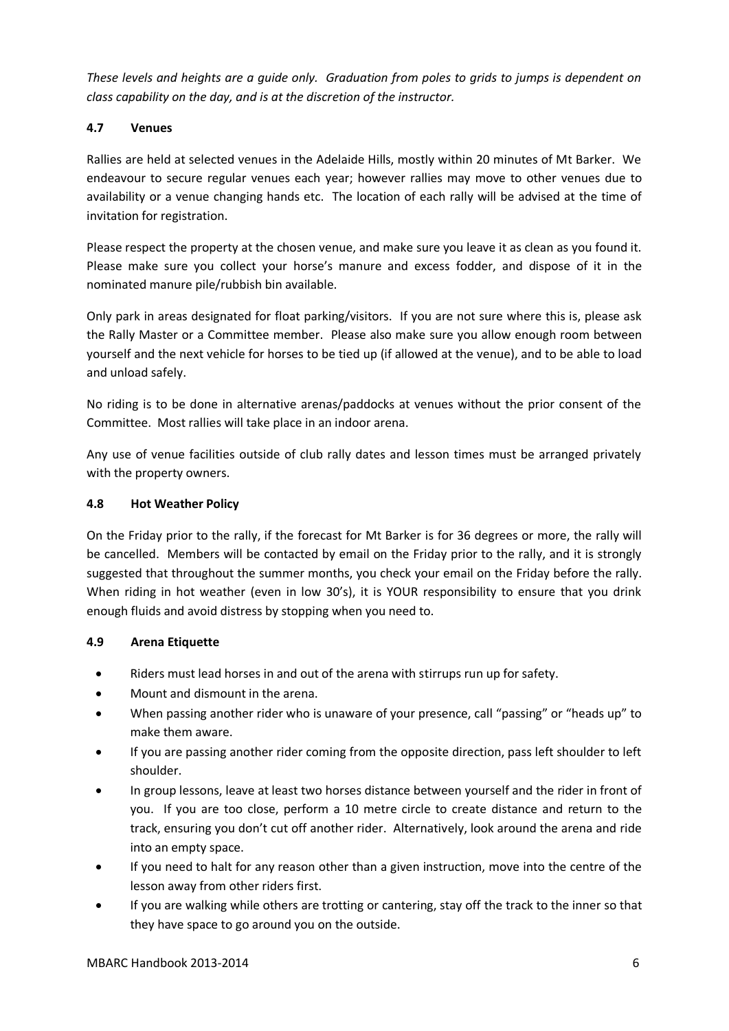*These levels and heights are a guide only. Graduation from poles to grids to jumps is dependent on class capability on the day, and is at the discretion of the instructor.*

### 4.7 Venues

Rallies are held at selected venues in the Adelaide Hills, mostly within 20 minutes of Mt Barker. We endeavour to secure regular venues each year; however rallies may move to other venues due to availability or a venue changing hands etc. The location of each rally will be advised at the time of invitation for registration.

Please respect the property at the chosen venue, and make sure you leave it as clean as you found it. Please make sure you collect your horse's manure and excess fodder, and dispose of it in the nominated manure pile/rubbish bin available.

Only park in areas designated for float parking/visitors. If you are not sure where this is, please ask the Rally Master or a Committee member. Please also make sure you allow enough room between yourself and the next vehicle for horses to be tied up (if allowed at the venue), and to be able to load and unload safely.

No riding is to be done in alternative arenas/paddocks at venues without the prior consent of the Committee. Most rallies will take place in an indoor arena.

Any use of venue facilities outside of club rally dates and lesson times must be arranged privately with the property owners.

### 4.8 Hot Weather Policy

On the Friday prior to the rally, if the forecast for Mt Barker is for 36 degrees or more, the rally will be cancelled. Members will be contacted by email on the Friday prior to the rally, and it is strongly suggested that throughout the summer months, you check your email on the Friday before the rally. When riding in hot weather (even in low 30's), it is YOUR responsibility to ensure that you drink enough fluids and avoid distress by stopping when you need to.

### 4.9 Arena Etiquette

- Riders must lead horses in and out of the arena with stirrups run up for safety.
- Mount and dismount in the arena.
- When passing another rider who is unaware of your presence, call "passing" or "heads up" to make them aware.
- If you are passing another rider coming from the opposite direction, pass left shoulder to left shoulder.
- In group lessons, leave at least two horses distance between yourself and the rider in front of you. If you are too close, perform a 10 metre circle to create distance and return to the track, ensuring you don't cut off another rider. Alternatively, look around the arena and ride into an empty space.
- If you need to halt for any reason other than a given instruction, move into the centre of the lesson away from other riders first.
- If you are walking while others are trotting or cantering, stay off the track to the inner so that they have space to go around you on the outside.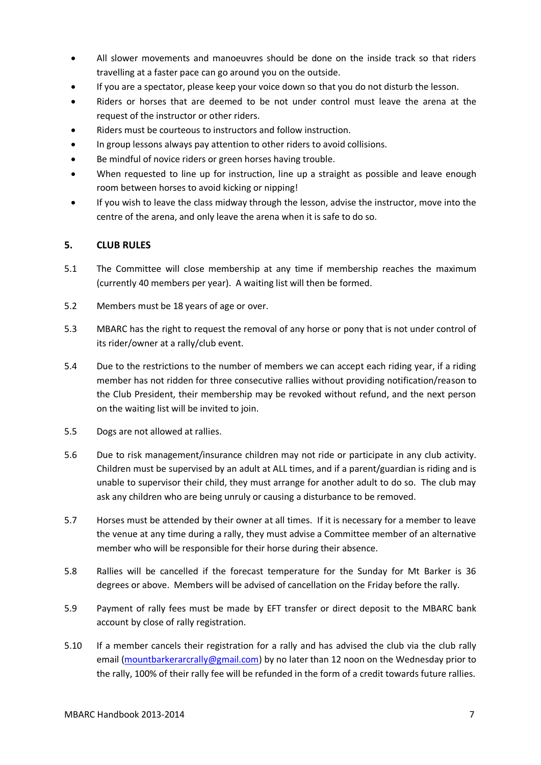- All slower movements and manoeuvres should be done on the inside track so that riders travelling at a faster pace can go around you on the outside.
- If you are a spectator, please keep your voice down so that you do not disturb the lesson.
- Riders or horses that are deemed to be not under control must leave the arena at the request of the instructor or other riders.
- Riders must be courteous to instructors and follow instruction.
- In group lessons always pay attention to other riders to avoid collisions.
- Be mindful of novice riders or green horses having trouble.
- When requested to line up for instruction, line up a straight as possible and leave enough room between horses to avoid kicking or nipping!
- If you wish to leave the class midway through the lesson, advise the instructor, move into the centre of the arena, and only leave the arena when it is safe to do so.

## 5. CLUB RULES

5.1 The Committee will close membership at any time if membership reaches the maximum (currently 40 members per year). A waiting list will then be formed.

5.2 Members must be 18 years of age or over.

5.3 MBARC has the right to request the removal of any horse or pony that is not under control of its rider/owner at a rally/club event.

5.4 Due to the restrictions to the number of members we can accept each riding year, if a riding member has not ridden for three consecutive rallies without providing notification/reason to the Club President, their membership may be revoked without refund, and the next person on the waiting list will be invited to join.

5.5 Dogs are not allowed at rallies.

5.6 Due to risk management/insurance children may not ride or participate in any club activity. Children must be supervised by an adult at ALL times, and if a parent/guardian is riding and is unable to supervisor their child, they must arrange for another adult to do so. The club may ask any children who are being unruly or causing a disturbance to be removed.

5.7 Horses must be attended by their owner at all times. If it is necessary for a member to leave the venue at any time during a rally, they must advise a Committee member of an alternative member who will be responsible for their horse during their absence.

5.8 Rallies will be cancelled if the forecast temperature for the Sunday for Mt Barker is 36 degrees or above. Members will be advised of cancellation on the Friday before the rally.

5.9 Payment of rally fees must be made by EFT transfer or direct deposit to the MBARC bank account by close of rally registration.

5.10 If a member cancels their registration for a rally and has advised the club via the club rally email (mountbarkerarcrally@gmail.com) by no later than 12 noon on the Wednesday prior to the rally, 100% of their rally fee will be refunded in the form of a credit towards future rallies.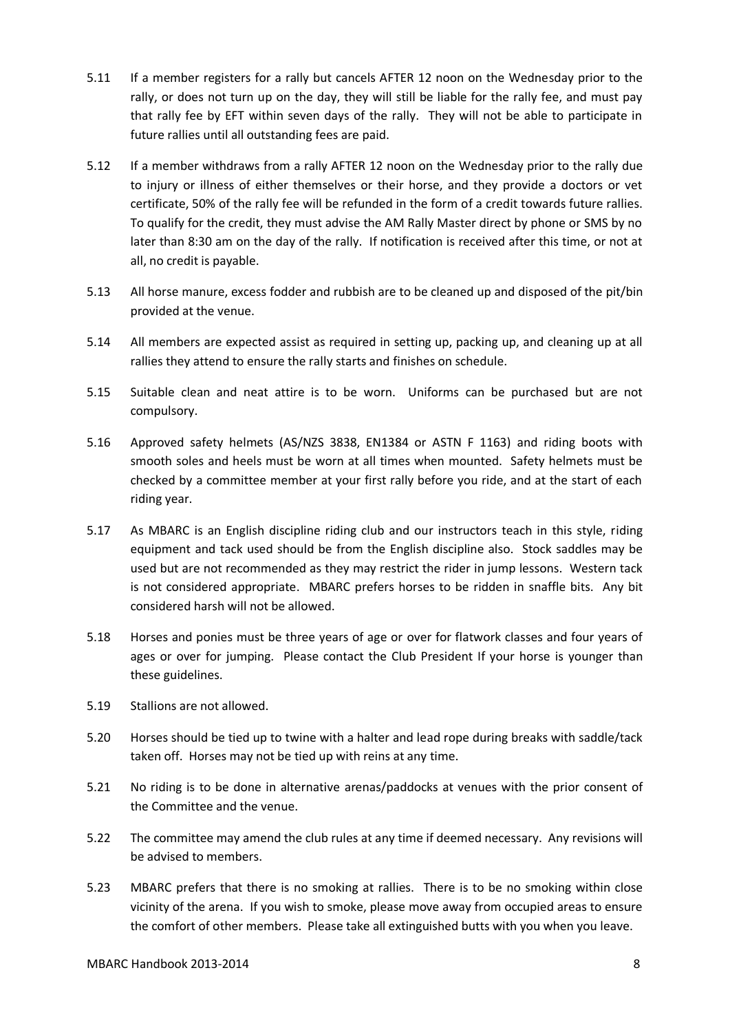5.11 If a member registers for a rally but cancels AFTER 12 noon on the Wednesday prior to the rally, or does not turn up on the day, they will still be liable for the rally fee, and must pay that rally fee by EFT within seven days of the rally. They will not be able to participate in future rallies until all outstanding fees are paid.

5.12 If a member withdraws from a rally AFTER 12 noon on the Wednesday prior to the rally due to injury or illness of either themselves or their horse, and they provide a doctors or vet certificate, 50% of the rally fee will be refunded in the form of a credit towards future rallies. To qualify for the credit, they must advise the AM Rally Master direct by phone or SMS by no later than 8:30 am on the day of the rally. If notification is received after this time, or not at all, no credit is payable.

5.13 All horse manure, excess fodder and rubbish are to be cleaned up and disposed of the pit/bin provided at the venue.

5.14 All members are expected assist as required in setting up, packing up, and cleaning up at all rallies they attend to ensure the rally starts and finishes on schedule.

5.15 Suitable clean and neat attire is to be worn. Uniforms can be purchased but are not compulsory.

5.16 Approved safety helmets (AS/NZS 3838, EN1384 or ASTN F 1163) and riding boots with smooth soles and heels must be worn at all times when mounted. Safety helmets must be checked by a committee member at your first rally before you ride, and at the start of each riding year.

5.17 As MBARC is an English discipline riding club and our instructors teach in this style, riding equipment and tack used should be from the English discipline also. Stock saddles may be used but are not recommended as they may restrict the rider in jump lessons. Western tack is not considered appropriate. MBARC prefers horses to be ridden in snaffle bits. Any bit considered harsh will not be allowed.

5.18 Horses and ponies must be three years of age or over for flatwork classes and four years of ages or over for jumping. Please contact the Club President If your horse is younger than these guidelines.

5.19 Stallions are not allowed.

5.20 Horses should be tied up to twine with a halter and lead rope during breaks with saddle/tack taken off. Horses may not be tied up with reins at any time.

5.21 No riding is to be done in alternative arenas/paddocks at venues with the prior consent of the Committee and the venue.

5.22 The committee may amend the club rules at any time if deemed necessary. Any revisions will be advised to members.

5.23 MBARC prefers that there is no smoking at rallies. There is to be no smoking within close vicinity of the arena. If you wish to smoke, please move away from occupied areas to ensure the comfort of other members. Please take all extinguished butts with you when you leave.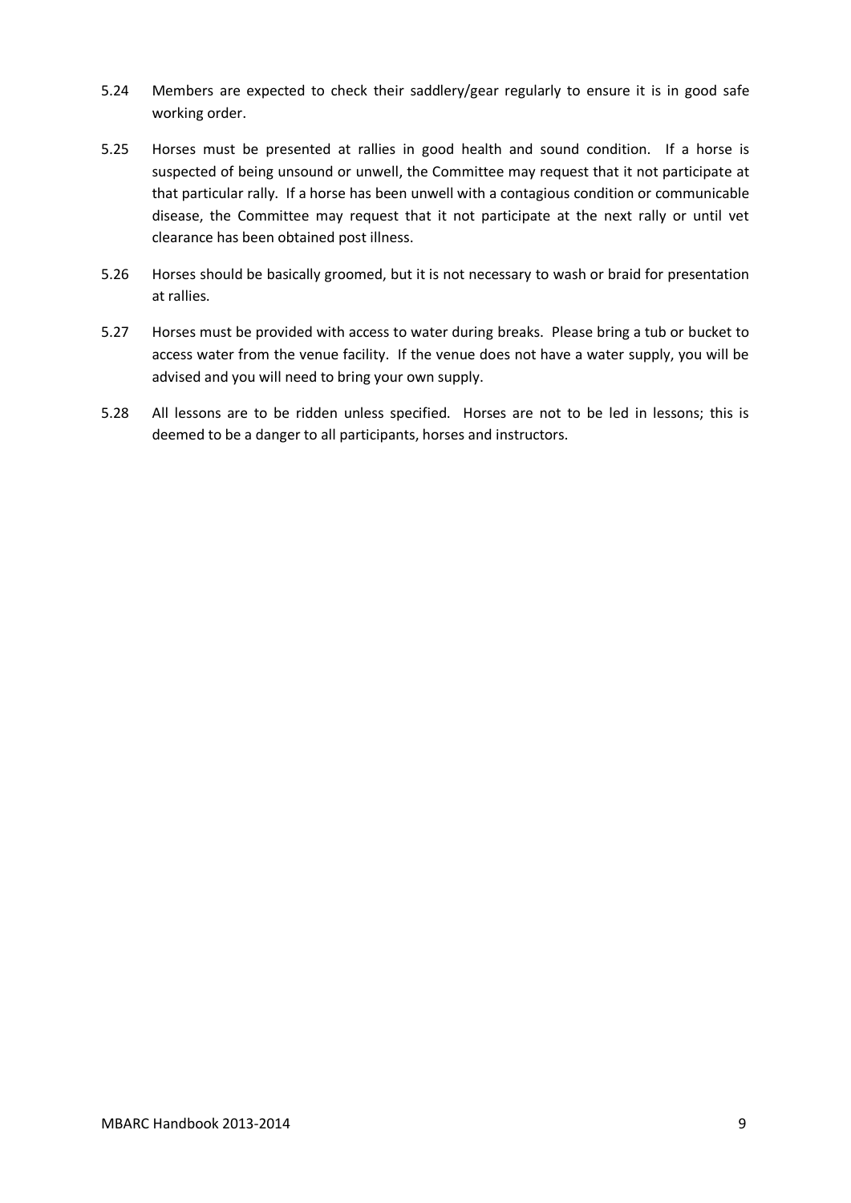5.24 Members are expected to check their saddlery/gear regularly to ensure it is in good safe working order.

5.25 Horses must be presented at rallies in good health and sound condition. If a horse is suspected of being unsound or unwell, the Committee may request that it not participate at that particular rally. If a horse has been unwell with a contagious condition or communicable disease, the Committee may request that it not participate at the next rally or until vet clearance has been obtained post illness.

5.26 Horses should be basically groomed, but it is not necessary to wash or braid for presentation at rallies.

5.27 Horses must be provided with access to water during breaks. Please bring a tub or bucket to access water from the venue facility. If the venue does not have a water supply, you will be advised and you will need to bring your own supply.

5.28 All lessons are to be ridden unless specified. Horses are not to be led in lessons; this is deemed to be a danger to all participants, horses and instructors.